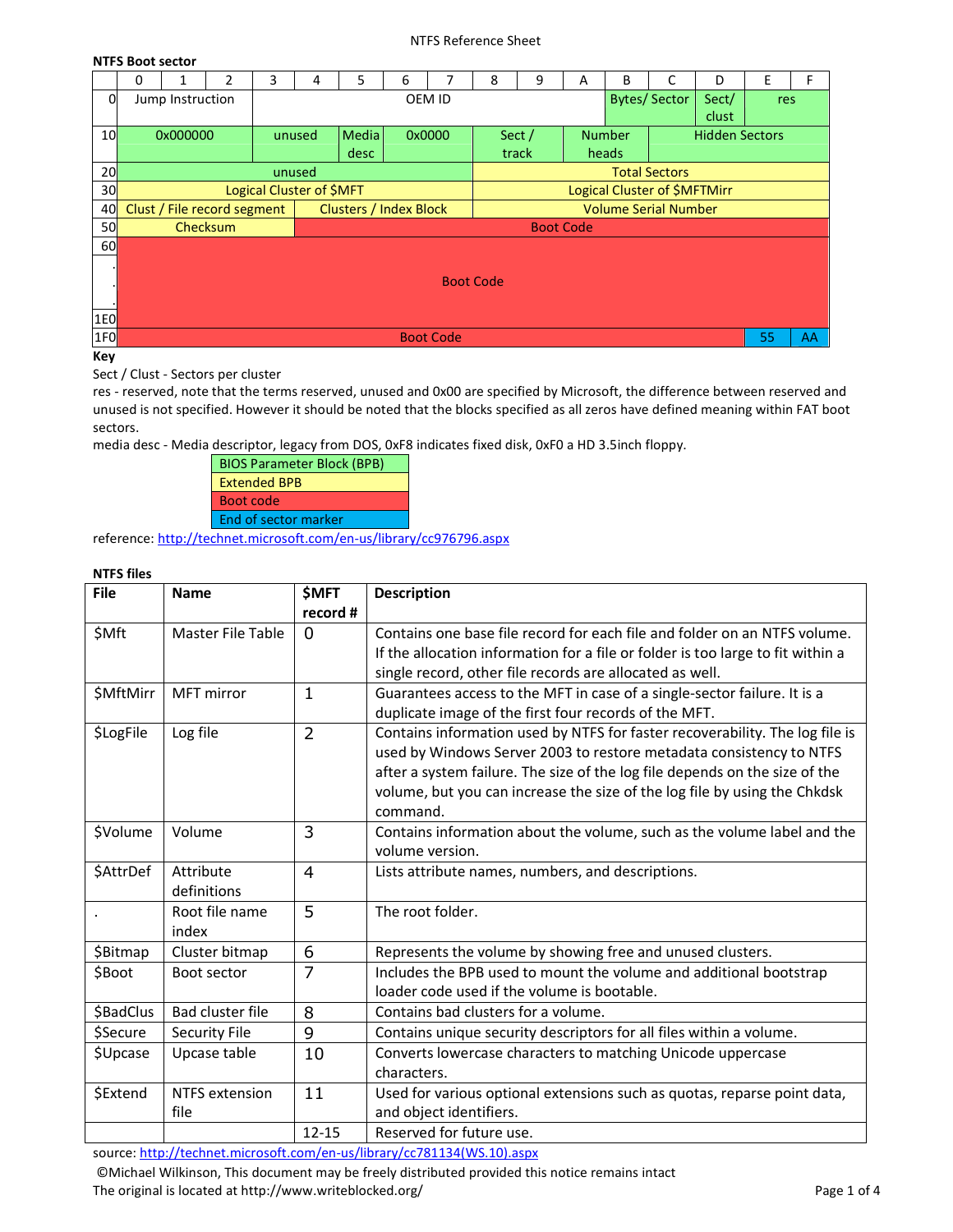NTFS Reference Sheet

**NTFS Boot sector**

| | 0 | 1 | 2 | 3 | 4 | 5 | 6 | 7 | 8 | 9 | A | B | C | D | E | F |
|---|---|---|---|---|---|---|---|---|---|---|---|---|---|---|---|---|
| 0 | Jump Instruction | | | OEM ID | | | | | | | | Bytes/ Sector | | Sect/ clust | res | |
| 10 | 0x000000 | | | unused | | Media desc | 0x0000 | | Sect / track | | Number heads | | Hidden Sectors | | | |
| 20 | unused | | | | | | | | Total Sectors | | | | | | | |
| 30 | Logical Cluster of $MFT | | | | | | | | Logical Cluster of $MFTMirr | | | | | | | |
| 40 | Clust / File record segment | | | | Clusters / Index Block | | | | Volume Serial Number | | | | | | | |
| 50 | Checksum | | | | Boot Code | | | | | | | | | | | |
| 60 ... 1E0 | Boot Code | | | | | | | | | | | | | | | |
| 1F0 | Boot Code | | | | | | | | | | | | | | 55 | AA |

**Key**

Sect / Clust - Sectors per cluster

res - reserved, note that the terms reserved, unused and 0x00 are specified by Microsoft, the difference between reserved and unused is not specified. However it should be noted that the blocks specified as all zeros have defined meaning within FAT boot sectors.

media desc - Media descriptor, legacy from DOS, 0xF8 indicates fixed disk, 0xF0 a HD 3.5inch floppy.

| |
|---|
| BIOS Parameter Block (BPB) |
| Extended BPB |
| Boot code |
| End of sector marker |

reference: http://technet.microsoft.com/en-us/library/cc976796.aspx

**NTFS files**

| File | Name | $MFT record # | Description |
|---|---|---|---|
| $Mft | Master File Table | 0 | Contains one base file record for each file and folder on an NTFS volume. If the allocation information for a file or folder is too large to fit within a single record, other file records are allocated as well. |
| $MftMirr | MFT mirror | 1 | Guarantees access to the MFT in case of a single-sector failure. It is a duplicate image of the first four records of the MFT. |
| $LogFile | Log file | 2 | Contains information used by NTFS for faster recoverability. The log file is used by Windows Server 2003 to restore metadata consistency to NTFS after a system failure. The size of the log file depends on the size of the volume, but you can increase the size of the log file by using the Chkdsk command. |
| $Volume | Volume | 3 | Contains information about the volume, such as the volume label and the volume version. |
| $AttrDef | Attribute definitions | 4 | Lists attribute names, numbers, and descriptions. |
| . | Root file name index | 5 | The root folder. |
| $Bitmap | Cluster bitmap | 6 | Represents the volume by showing free and unused clusters. |
| $Boot | Boot sector | 7 | Includes the BPB used to mount the volume and additional bootstrap loader code used if the volume is bootable. |
| $BadClus | Bad cluster file | 8 | Contains bad clusters for a volume. |
| $Secure | Security File | 9 | Contains unique security descriptors for all files within a volume. |
| $Upcase | Upcase table | 10 | Converts lowercase characters to matching Unicode uppercase characters. |
| $Extend | NTFS extension file | 11 | Used for various optional extensions such as quotas, reparse point data, and object identifiers. |
| | | 12-15 | Reserved for future use. |

source: http://technet.microsoft.com/en-us/library/cc781134(WS.10).aspx

©Michael Wilkinson, This document may be freely distributed provided this notice remains intact

The original is located at http://www.writeblocked.org/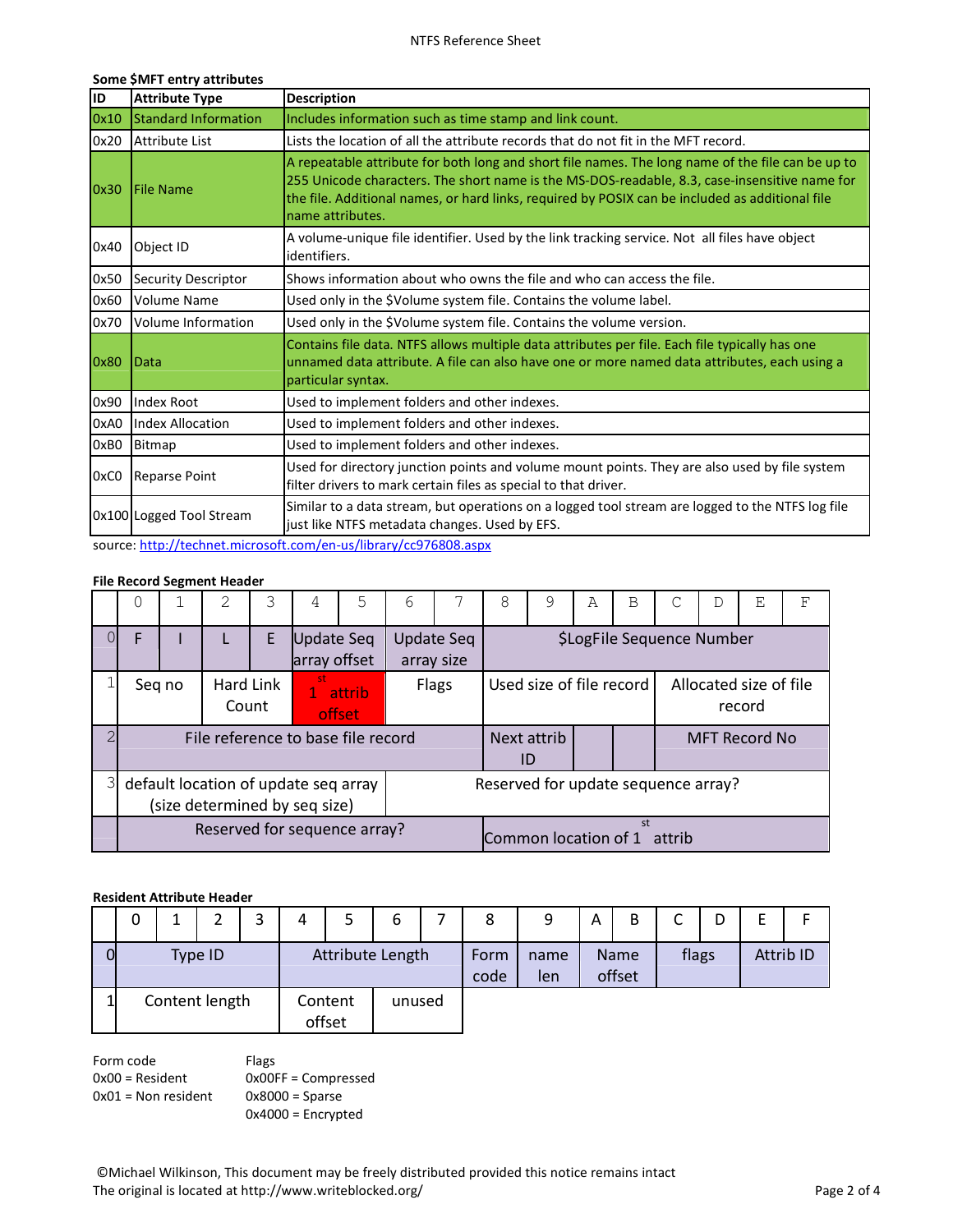**Some $MFT entry attributes**

| ID | Attribute Type | Description |
|---|---|---|
| 0x10 | Standard Information | Includes information such as time stamp and link count. |
| 0x20 | Attribute List | Lists the location of all the attribute records that do not fit in the MFT record. |
| 0x30 | File Name | A repeatable attribute for both long and short file names. The long name of the file can be up to 255 Unicode characters. The short name is the MS-DOS-readable, 8.3, case-insensitive name for the file. Additional names, or hard links, required by POSIX can be included as additional file name attributes. |
| 0x40 | Object ID | A volume-unique file identifier. Used by the link tracking service. Not all files have object identifiers. |
| 0x50 | Security Descriptor | Shows information about who owns the file and who can access the file. |
| 0x60 | Volume Name | Used only in the $Volume system file. Contains the volume label. |
| 0x70 | Volume Information | Used only in the $Volume system file. Contains the volume version. |
| 0x80 | Data | Contains file data. NTFS allows multiple data attributes per file. Each file typically has one unnamed data attribute. A file can also have one or more named data attributes, each using a particular syntax. |
| 0x90 | Index Root | Used to implement folders and other indexes. |
| 0xA0 | Index Allocation | Used to implement folders and other indexes. |
| 0xB0 | Bitmap | Used to implement folders and other indexes. |
| 0xC0 | Reparse Point | Used for directory junction points and volume mount points. They are also used by file system filter drivers to mark certain files as special to that driver. |
| 0x100 | Logged Tool Stream | Similar to a data stream, but operations on a logged tool stream are logged to the NTFS log file just like NTFS metadata changes. Used by EFS. |

source: http://technet.microsoft.com/en-us/library/cc976808.aspx

**File Record Segment Header**

| | 0 | 1 | 2 | 3 | 4 | 5 | 6 | 7 | 8 | 9 | A | B | C | D | E | F |
|---|---|---|---|---|---|---|---|---|---|---|---|---|---|---|---|---|
| 0 | F | I | L | E | Update Seq array offset | | Update Seq array size | | $LogFile Sequence Number | | | | | | | |
| 1 | Seq no | | Hard Link Count | | 1st attrib offset | | Flags | | Used size of file record | | | | Allocated size of file record | | | |
| 2 | File reference to base file record | | | | | | | | Next attrib ID | | | | MFT Record No | | | |
| 3 | default location of update seq array (size determined by seq size) | | | | | | Reserved for update sequence array? | | | | | | | | | |
| | Reserved for sequence array? | | | | | | | | Common location of 1st attrib | | | | | | | |

**Resident Attribute Header**

| | 0 | 1 | 2 | 3 | 4 | 5 | 6 | 7 | 8 | 9 | A | B | C | D | E | F |
|---|---|---|---|---|---|---|---|---|---|---|---|---|---|---|---|---|
| 0 | Type ID | | | | Attribute Length | | | | Form code | name len | Name offset | | flags | | Attrib ID | |
| 1 | Content length | | | | Content offset | | unused | | | | | | | | | |

Form code
0x00 = Resident
0x01 = Non resident

Flags
0x00FF = Compressed
0x8000 = Sparse
0x4000 = Encrypted

©Michael Wilkinson, This document may be freely distributed provided this notice remains intact
The original is located at http://www.writeblocked.org/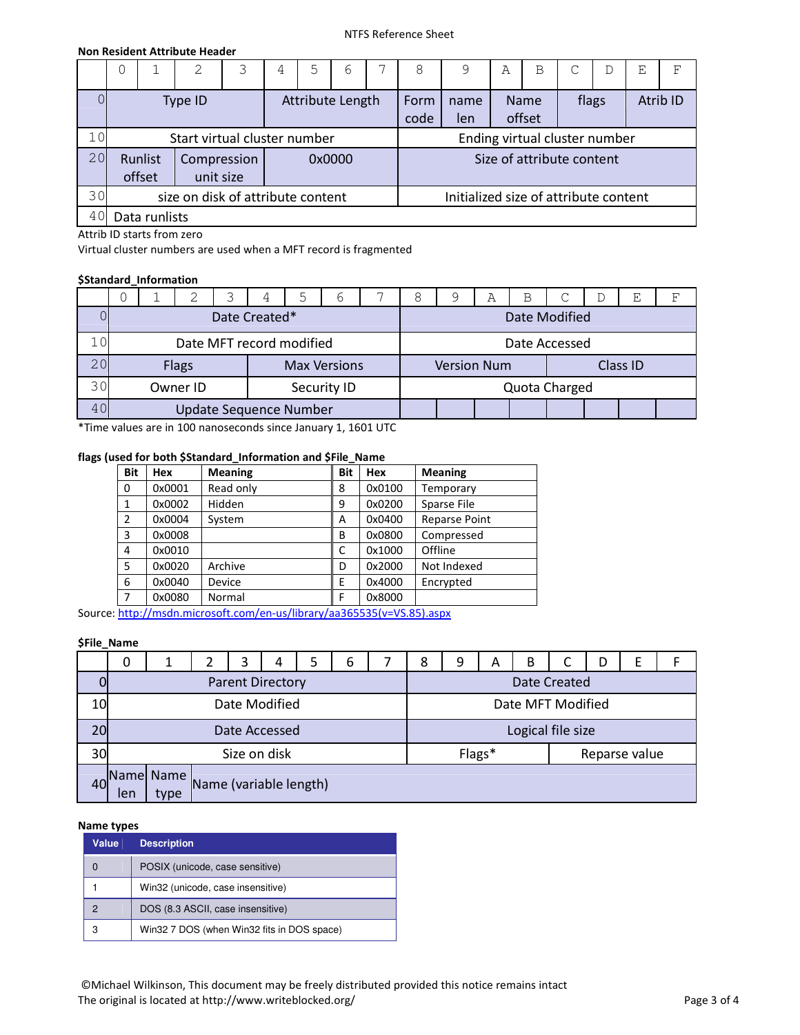NTFS Reference Sheet

**Non Resident Attribute Header**

| | 0 | 1 | 2 | 3 | 4 | 5 | 6 | 7 | 8 | 9 | A | B | C | D | E | F |
|---|---|---|---|---|---|---|---|---|---|---|---|---|---|---|---|---|
| 0 | Type ID | | | | Attribute Length | | | | Form code | name len | Name offset | | flags | | Atrib ID | |
| 10 | Start virtual cluster number | | | | | | | | Ending virtual cluster number | | | | | | | |
| 20 | Runlist offset | | Compression unit size | | 0x0000 | | | | Size of attribute content | | | | | | | |
| 30 | size on disk of attribute content | | | | | | | | Initialized size of attribute content | | | | | | | |
| 40 | Data runlists | | | | | | | | | | | | | | | |

Attrib ID starts from zero

Virtual cluster numbers are used when a MFT record is fragmented

**$Standard_Information**

| | 0 | 1 | 2 | 3 | 4 | 5 | 6 | 7 | 8 | 9 | A | B | C | D | E | F |
|---|---|---|---|---|---|---|---|---|---|---|---|---|---|---|---|---|
| 0 | Date Created* | | | | | | | | Date Modified | | | | | | | |
| 10 | Date MFT record modified | | | | | | | | Date Accessed | | | | | | | |
| 20 | Flags | | | | Max Versions | | | | Version Num | | | | Class ID | | | |
| 30 | Owner ID | | | | Security ID | | | | Quota Charged | | | | | | | |
| 40 | Update Sequence Number | | | | | | | | | | | | | | | |

*Time values are in 100 nanoseconds since January 1, 1601 UTC

**flags (used for both $Standard_Information and $File_Name**

| Bit | Hex | Meaning | Bit | Hex | Meaning |
|---|---|---|---|---|---|
| 0 | 0x0001 | Read only | 8 | 0x0100 | Temporary |
| 1 | 0x0002 | Hidden | 9 | 0x0200 | Sparse File |
| 2 | 0x0004 | System | A | 0x0400 | Reparse Point |
| 3 | 0x0008 | | B | 0x0800 | Compressed |
| 4 | 0x0010 | | C | 0x1000 | Offline |
| 5 | 0x0020 | Archive | D | 0x2000 | Not Indexed |
| 6 | 0x0040 | Device | E | 0x4000 | Encrypted |
| 7 | 0x0080 | Normal | F | 0x8000 | |

Source: http://msdn.microsoft.com/en-us/library/aa365535(v=VS.85).aspx

**$File_Name**

| | 0 | 1 | 2 | 3 | 4 | 5 | 6 | 7 | 8 | 9 | A | B | C | D | E | F |
|---|---|---|---|---|---|---|---|---|---|---|---|---|---|---|---|---|
| 0 | Parent Directory | | | | | | | | Date Created | | | | | | | |
| 10 | Date Modified | | | | | | | | Date MFT Modified | | | | | | | |
| 20 | Date Accessed | | | | | | | | Logical file size | | | | | | | |
| 30 | Size on disk | | | | | | | | Flags* | | | | Reparse value | | | |
| 40 | Name len | Name type | Name (variable length) | | | | | | | | | | | | | |

**Name types**

| Value | Description |
|---|---|
| 0 | POSIX (unicode, case sensitive) |
| 1 | Win32 (unicode, case insensitive) |
| 2 | DOS (8.3 ASCII, case insensitive) |
| 3 | Win32 7 DOS (when Win32 fits in DOS space) |

©Michael Wilkinson, This document may be freely distributed provided this notice remains intact
The original is located at http://www.writeblocked.org/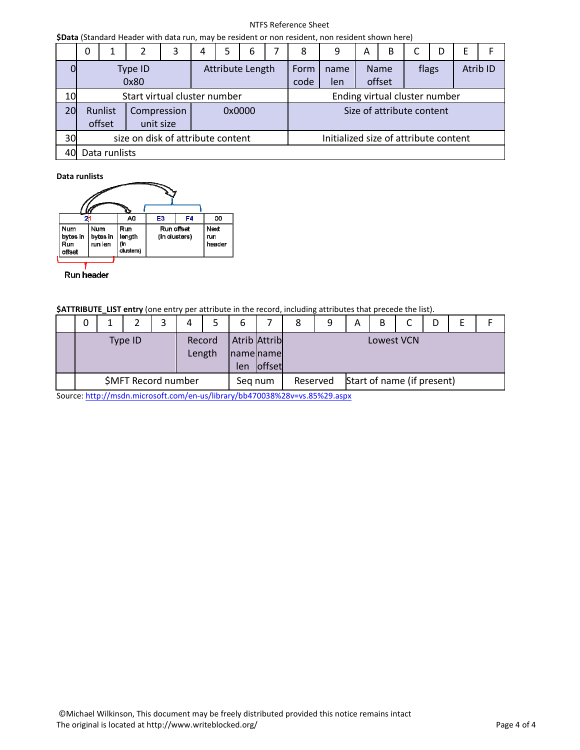NTFS Reference Sheet

**$Data** (Standard Header with data run, may be resident or non resident, non resident shown here)

| | 0 | 1 | 2 | 3 | 4 | 5 | 6 | 7 | 8 | 9 | A | B | C | D | E | F |
|---|---|---|---|---|---|---|---|---|---|---|---|---|---|---|---|---|
| 0 | Type ID 0x80 | | | | Attribute Length | | | | Form code | name len | Name offset | | flags | | Atrib ID | |
| 10 | Start virtual cluster number | | | | | | | | Ending virtual cluster number | | | | | | | |
| 20 | Runlist offset | | Compression unit size | | 0x0000 | | | | Size of attribute content | | | | | | | |
| 30 | size on disk of attribute content | | | | | | | | Initialized size of attribute content | | | | | | | |
| 40 | Data runlists | | | | | | | | | | | | | | | |

**Data runlists**

| 21 | | A0 | E3 | F4 | 00 |
|---|---|---|---|---|---|
| Num bytes in Run offset | Num bytes in run len | Run length (in clusters) | Run offset (in clusters) | | Next run header |

Run header

**$ATTRIBUTE_LIST entry** (one entry per attribute in the record, including attributes that precede the list).

| | 0 | 1 | 2 | 3 | 4 | 5 | 6 | 7 | 8 | 9 | A | B | C | D | E | F |
|---|---|---|---|---|---|---|---|---|---|---|---|---|---|---|---|---|
| | Type ID | | | | Record Length | | Atrib name len | Attrib name offset | Lowest VCN | | | | | | | |
| | $MFT Record number | | | | | | Seq num | | Reserved | | Start of name (if present) | | | | | |

Source: http://msdn.microsoft.com/en-us/library/bb470038%28v=vs.85%29.aspx

©Michael Wilkinson, This document may be freely distributed provided this notice remains intact
The original is located at http://www.writeblocked.org/